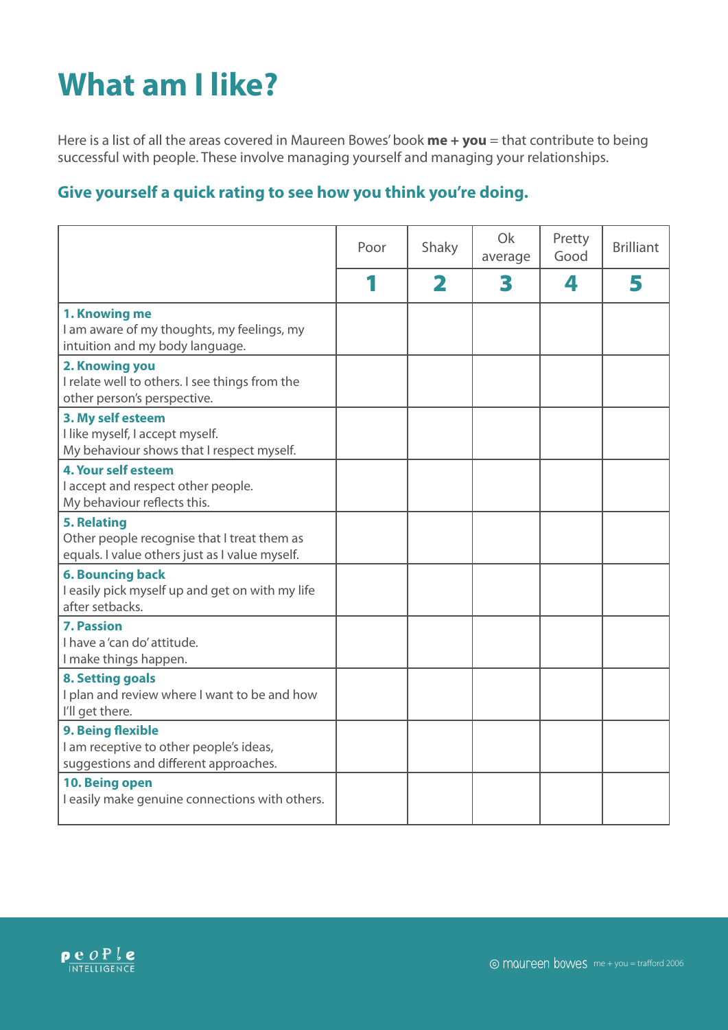# What am I like?

Here is a list of all the areas covered in Maureen Bowes' book **me + you** = that contribute to being successful with people. These involve managing yourself and managing your relationships.

### Give yourself a quick rating to see how you think you're doing.

| | Poor | Shaky | Ok average | Pretty Good | Brilliant |
|---|---|---|---|---|---|
| | **1** | **2** | **3** | **4** | **5** |
| **1. Knowing me**<br>I am aware of my thoughts, my feelings, my intuition and my body language. | | | | | |
| **2. Knowing you**<br>I relate well to others. I see things from the other person's perspective. | | | | | |
| **3. My self esteem**<br>I like myself, I accept myself.<br>My behaviour shows that I respect myself. | | | | | |
| **4. Your self esteem**<br>I accept and respect other people.<br>My behaviour reflects this. | | | | | |
| **5. Relating**<br>Other people recognise that I treat them as equals. I value others just as I value myself. | | | | | |
| **6. Bouncing back**<br>I easily pick myself up and get on with my life after setbacks. | | | | | |
| **7. Passion**<br>I have a 'can do' attitude.<br>I make things happen. | | | | | |
| **8. Setting goals**<br>I plan and review where I want to be and how I'll get there. | | | | | |
| **9. Being flexible**<br>I am receptive to other people's ideas, suggestions and different approaches. | | | | | |
| **10. Being open**<br>I easily make genuine connections with others. | | | | | |

people INTELLIGENCE

© maureen bowes me + you = trafford 2006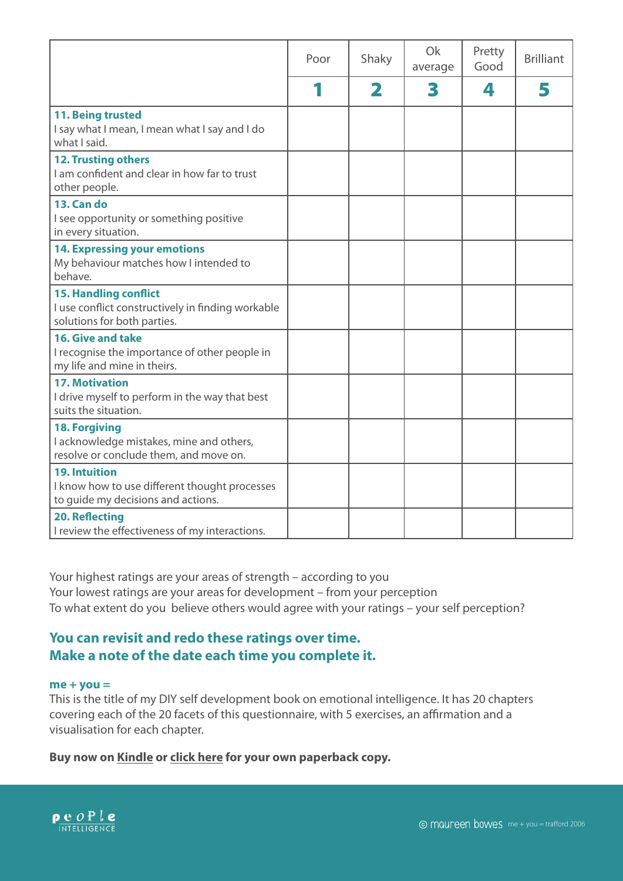| | Poor<br>**1** | Shaky<br>**2** | Ok average<br>**3** | Pretty Good<br>**4** | Brilliant<br>**5** |
|---|---|---|---|---|---|
| **11. Being trusted**<br>I say what I mean, I mean what I say and I do what I said. | | | | | |
| **12. Trusting others**<br>I am confident and clear in how far to trust other people. | | | | | |
| **13. Can do**<br>I see opportunity or something positive in every situation. | | | | | |
| **14. Expressing your emotions**<br>My behaviour matches how I intended to behave. | | | | | |
| **15. Handling conflict**<br>I use conflict constructively in finding workable solutions for both parties. | | | | | |
| **16. Give and take**<br>I recognise the importance of other people in my life and mine in theirs. | | | | | |
| **17. Motivation**<br>I drive myself to perform in the way that best suits the situation. | | | | | |
| **18. Forgiving**<br>I acknowledge mistakes, mine and others, resolve or conclude them, and move on. | | | | | |
| **19. Intuition**<br>I know how to use different thought processes to guide my decisions and actions. | | | | | |
| **20. Reflecting**<br>I review the effectiveness of my interactions. | | | | | |

Your highest ratings are your areas of strength – according to you
Your lowest ratings are your areas for development – from your perception
To what extent do you believe others would agree with your ratings – your self perception?

## You can revisit and redo these ratings over time. Make a note of the date each time you complete it.

**me + you =**
This is the title of my DIY self development book on emotional intelligence. It has 20 chapters covering each of the 20 facets of this questionnaire, with 5 exercises, an affirmation and a visualisation for each chapter.

**Buy now on Kindle or click here for your own paperback copy.**

people INTELLIGENCE

© maureen bowes me + you = trafford 2006